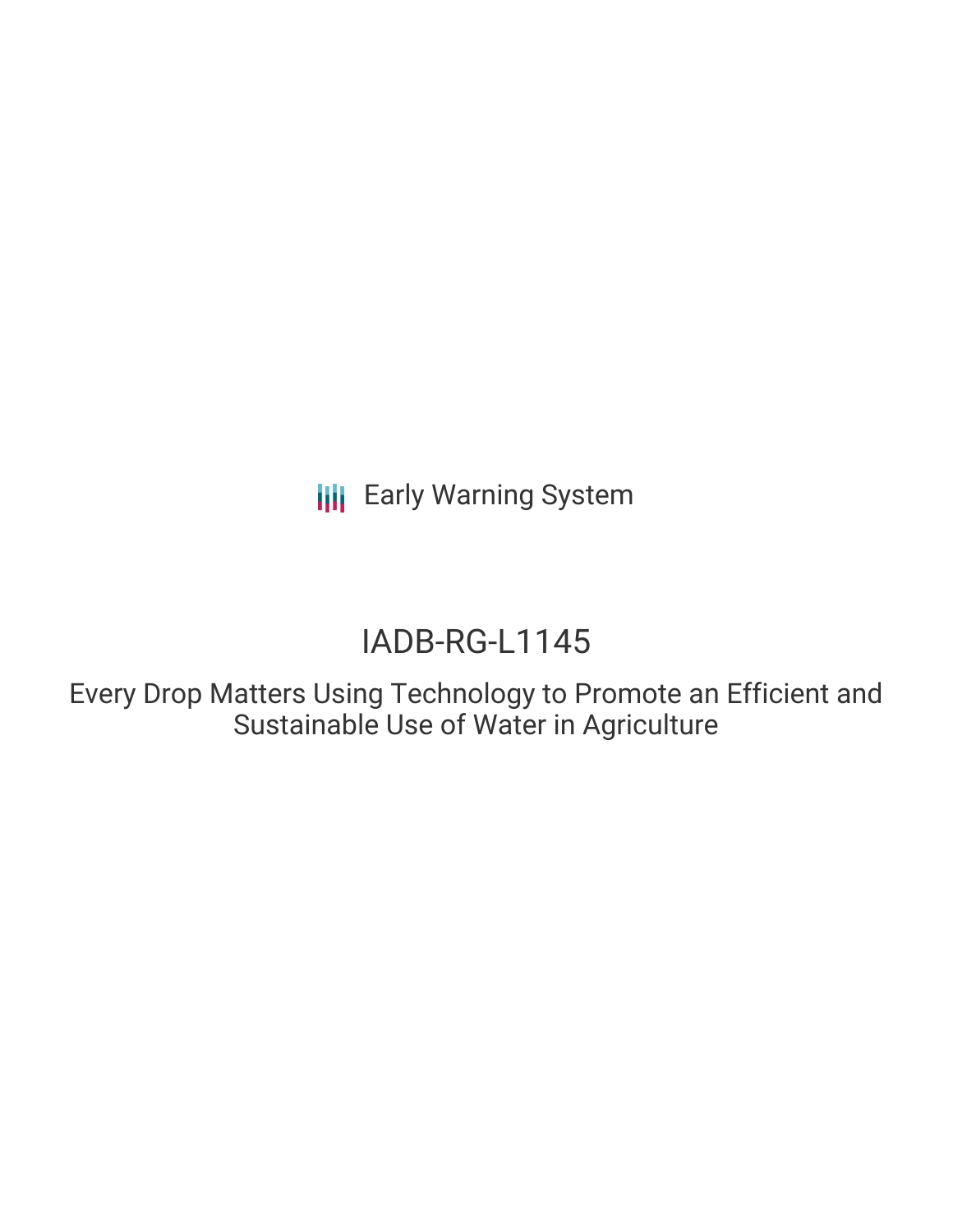Early Warning System

# IADB-RG-L1145

## Every Drop Matters Using Technology to Promote an Efficient and Sustainable Use of Water in Agriculture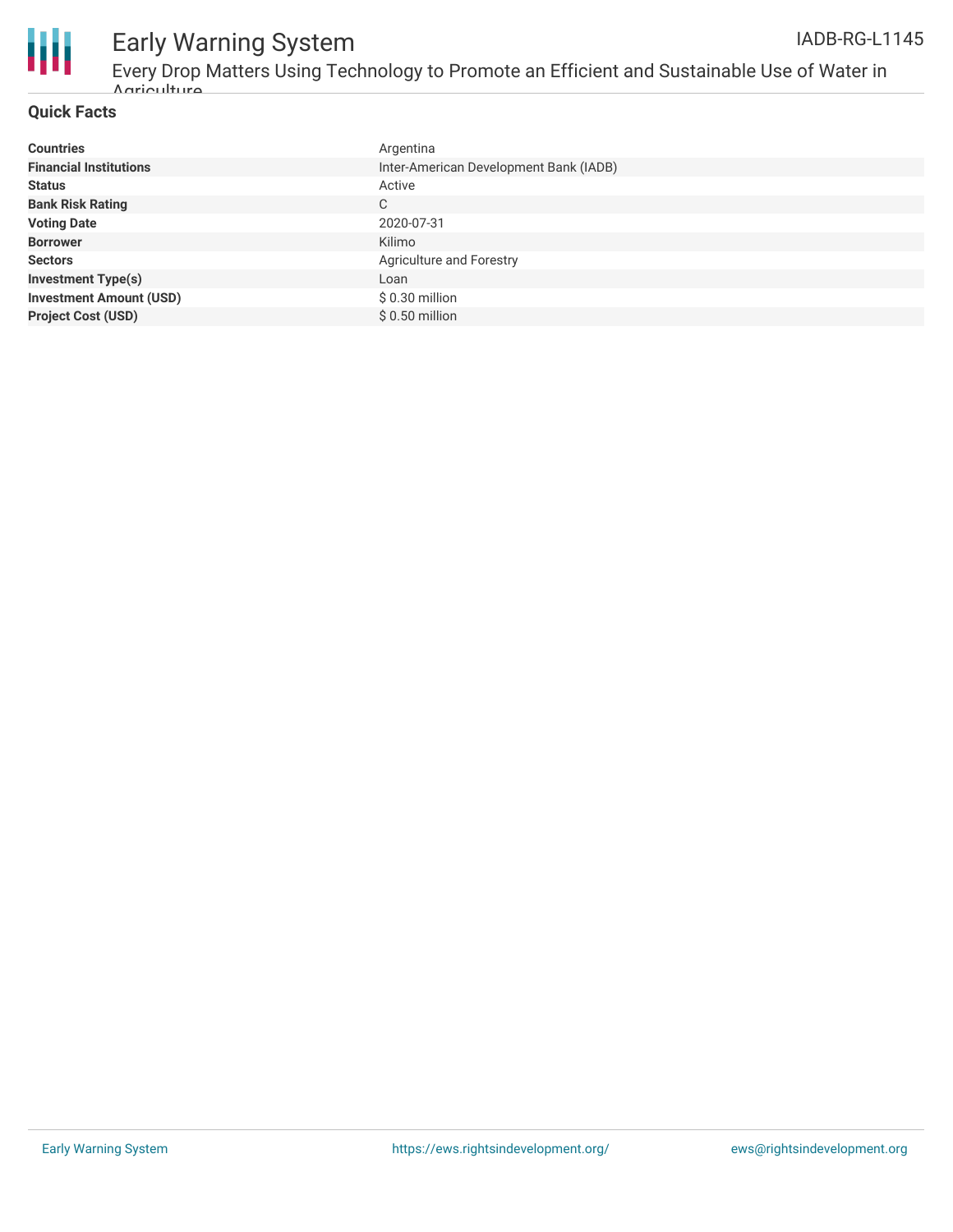## Quick Facts

| | |
|---|---|
| **Countries** | Argentina |
| **Financial Institutions** | Inter-American Development Bank (IADB) |
| **Status** | Active |
| **Bank Risk Rating** | C |
| **Voting Date** | 2020-07-31 |
| **Borrower** | Kilimo |
| **Sectors** | Agriculture and Forestry |
| **Investment Type(s)** | Loan |
| **Investment Amount (USD)** | $ 0.30 million |
| **Project Cost (USD)** | $ 0.50 million |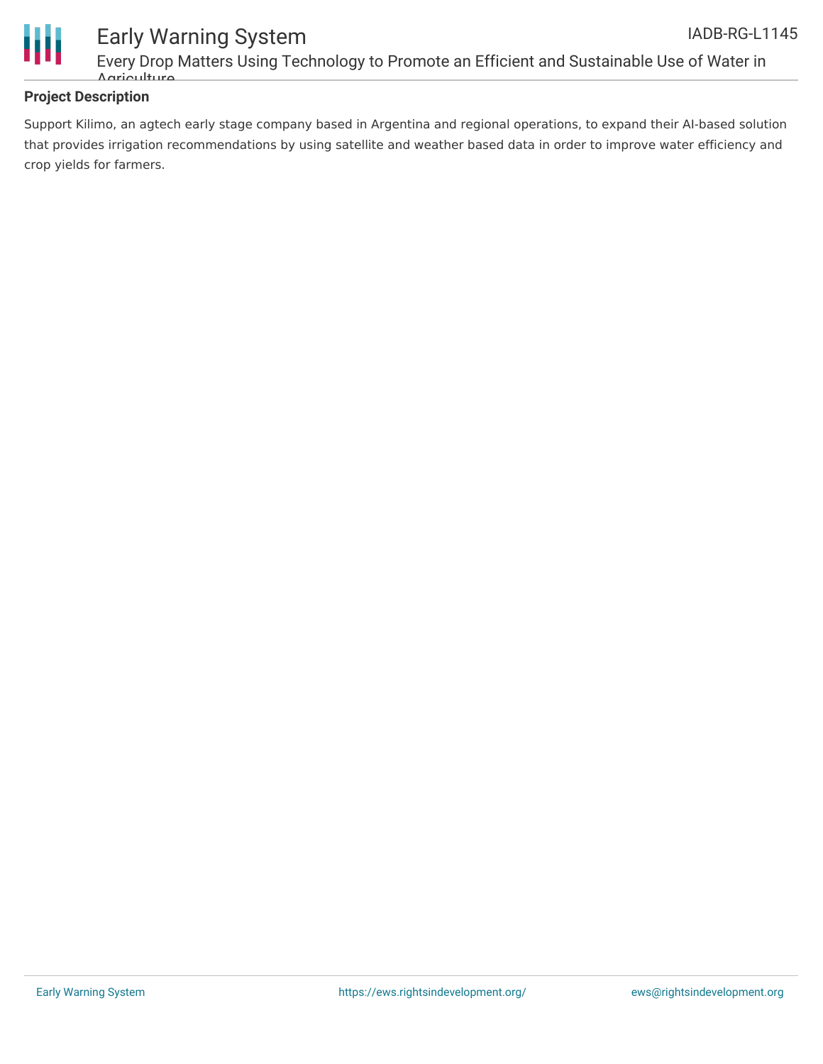## Project Description

Support Kilimo, an agtech early stage company based in Argentina and regional operations, to expand their AI-based solution that provides irrigation recommendations by using satellite and weather based data in order to improve water efficiency and crop yields for farmers.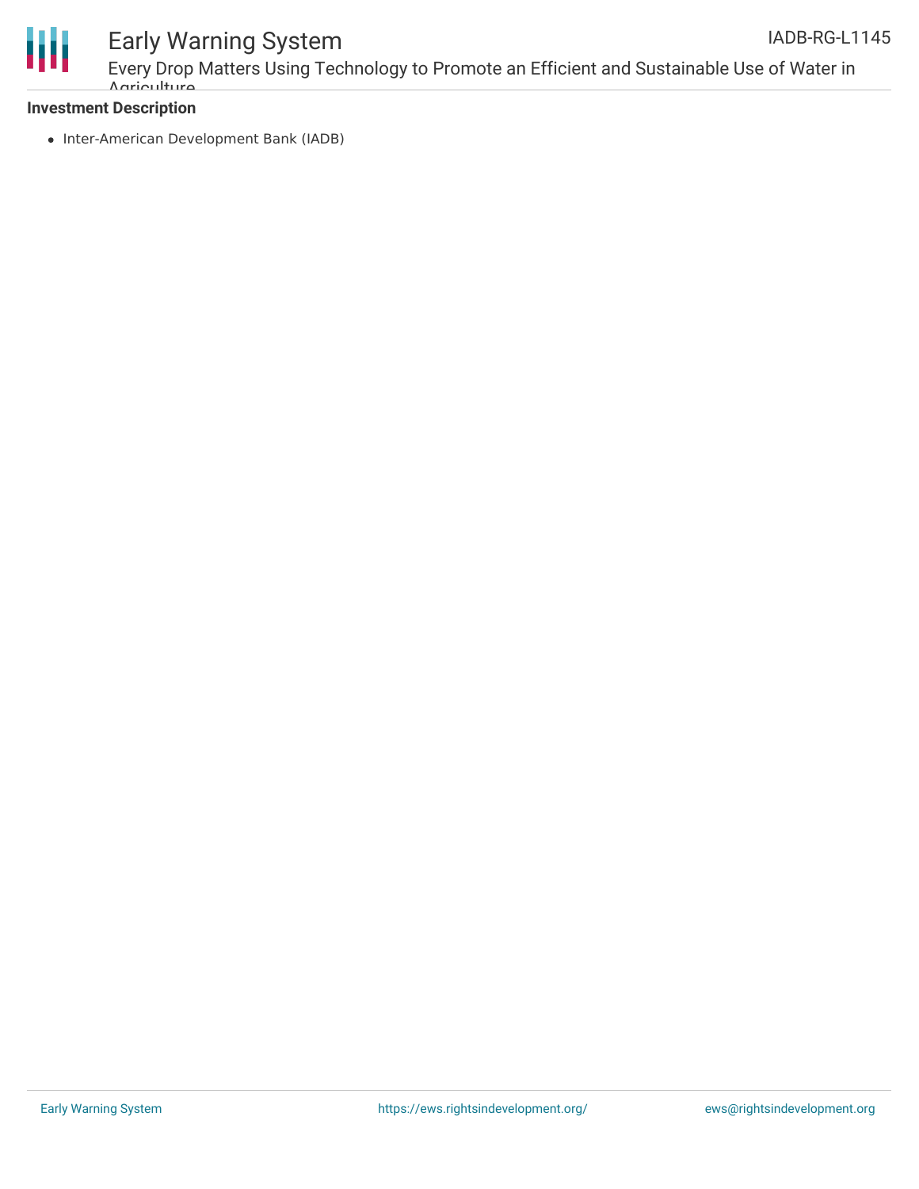**Investment Description**

- Inter-American Development Bank (IADB)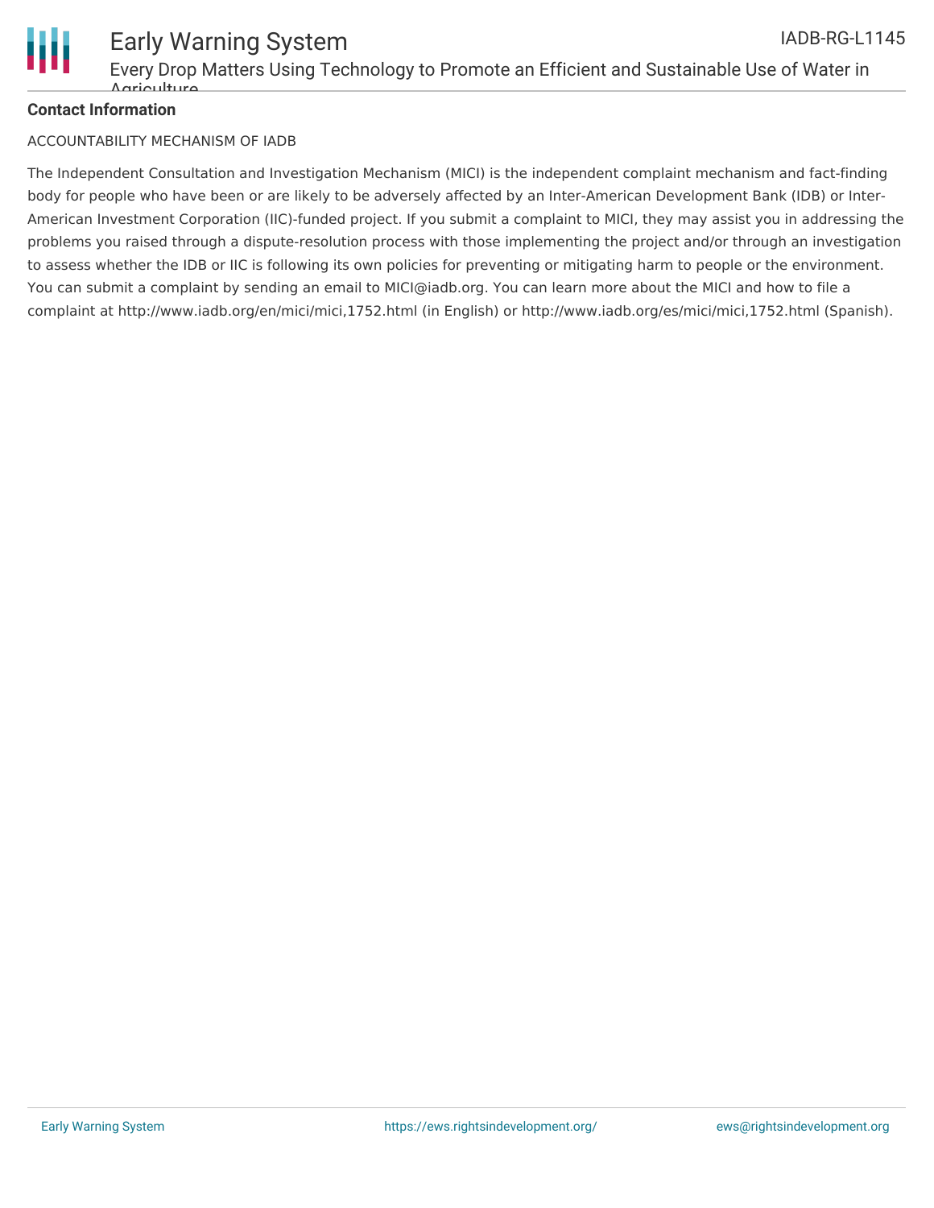**Contact Information**

ACCOUNTABILITY MECHANISM OF IADB

The Independent Consultation and Investigation Mechanism (MICI) is the independent complaint mechanism and fact-finding body for people who have been or are likely to be adversely affected by an Inter-American Development Bank (IDB) or Inter-American Investment Corporation (IIC)-funded project. If you submit a complaint to MICI, they may assist you in addressing the problems you raised through a dispute-resolution process with those implementing the project and/or through an investigation to assess whether the IDB or IIC is following its own policies for preventing or mitigating harm to people or the environment. You can submit a complaint by sending an email to MICI@iadb.org. You can learn more about the MICI and how to file a complaint at http://www.iadb.org/en/mici/mici,1752.html (in English) or http://www.iadb.org/es/mici/mici,1752.html (Spanish).